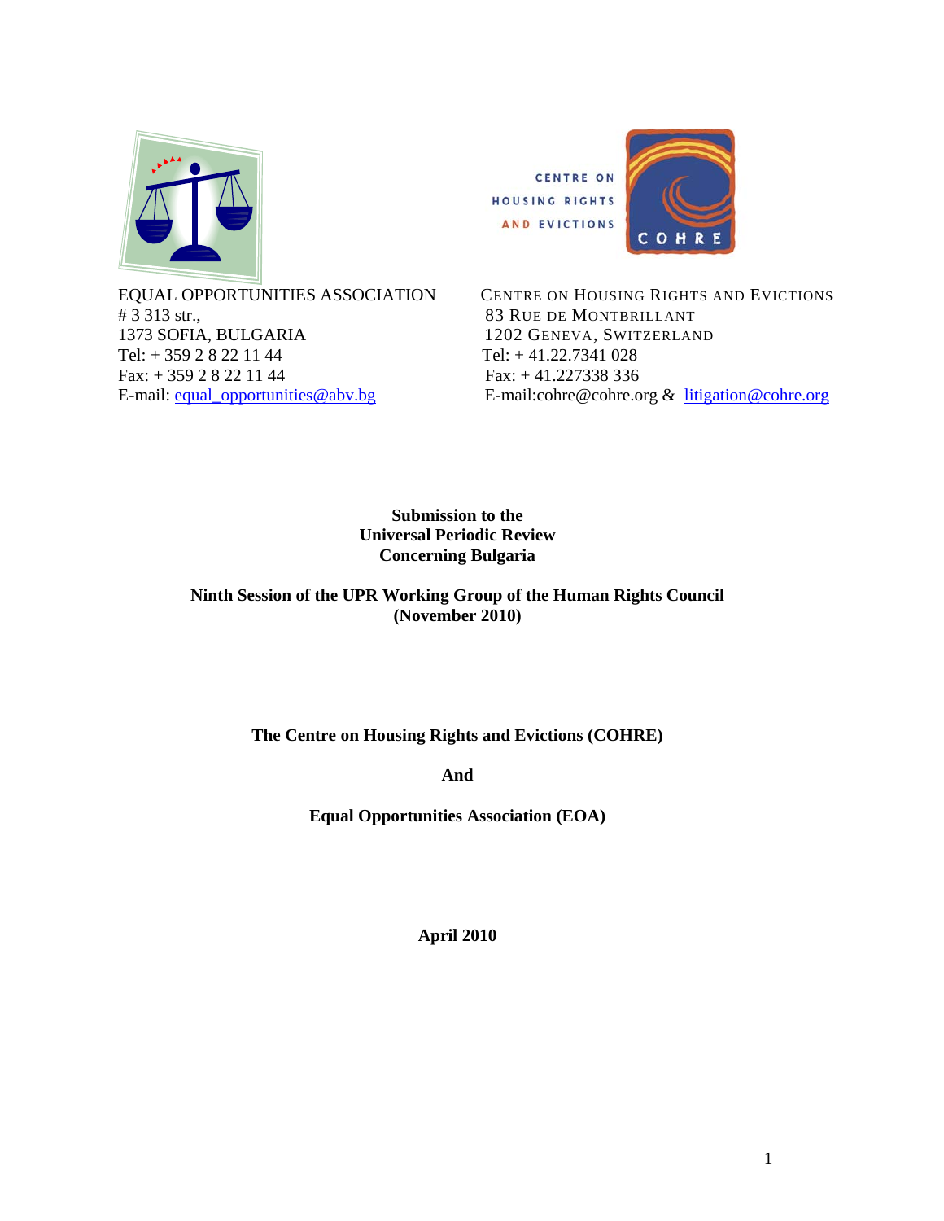EQUAL OPPORTUNITIES ASSOCIATION
# 3 313 str.,
1373 SOFIA, BULGARIA
Tel: + 359 2 8 22 11 44
Fax: + 359 2 8 22 11 44
E-mail: equal_opportunities@abv.bg

CENTRE ON HOUSING RIGHTS AND EVICTIONS
83 RUE DE MONTBRILLANT
1202 GENEVA, SWITZERLAND
Tel: + 41.22.7341 028
Fax: + 41.227338 336
E-mail:cohre@cohre.org & litigation@cohre.org

**Submission to the**
**Universal Periodic Review**
**Concerning Bulgaria**

**Ninth Session of the UPR Working Group of the Human Rights Council**
**(November 2010)**

**The Centre on Housing Rights and Evictions (COHRE)**

**And**

**Equal Opportunities Association (EOA)**

**April 2010**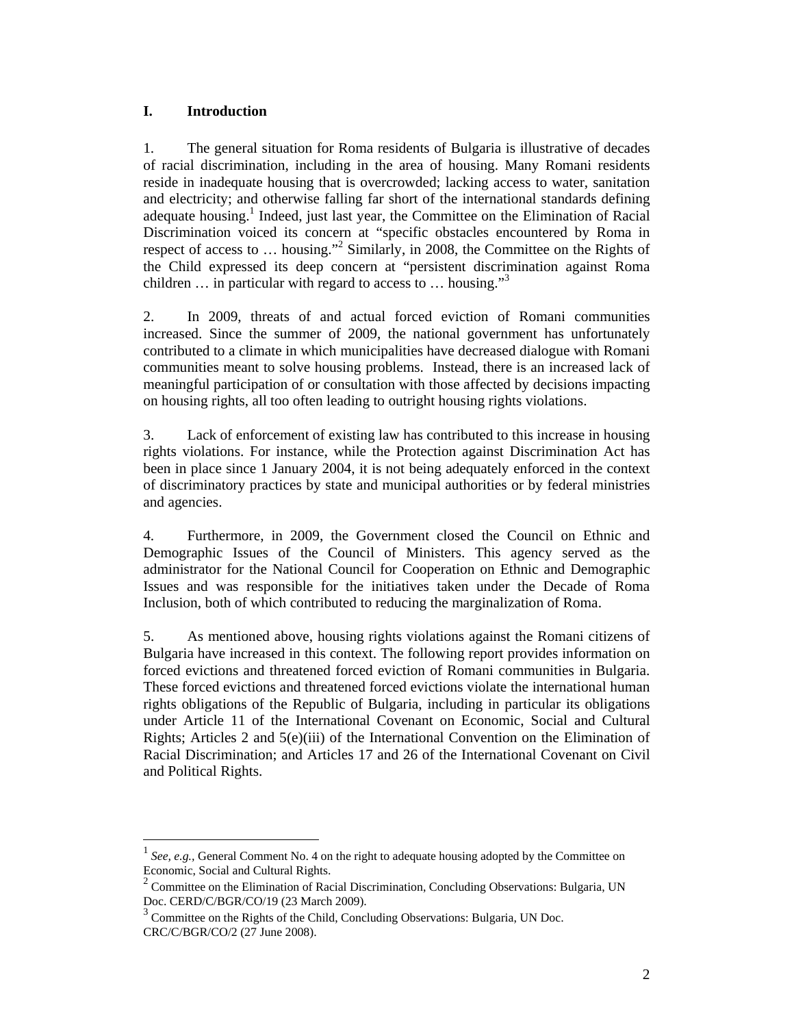## I. Introduction

1. The general situation for Roma residents of Bulgaria is illustrative of decades of racial discrimination, including in the area of housing. Many Romani residents reside in inadequate housing that is overcrowded; lacking access to water, sanitation and electricity; and otherwise falling far short of the international standards defining adequate housing.[1] Indeed, just last year, the Committee on the Elimination of Racial Discrimination voiced its concern at "specific obstacles encountered by Roma in respect of access to … housing."[2] Similarly, in 2008, the Committee on the Rights of the Child expressed its deep concern at "persistent discrimination against Roma children … in particular with regard to access to … housing."[3]

2. In 2009, threats of and actual forced eviction of Romani communities increased. Since the summer of 2009, the national government has unfortunately contributed to a climate in which municipalities have decreased dialogue with Romani communities meant to solve housing problems. Instead, there is an increased lack of meaningful participation of or consultation with those affected by decisions impacting on housing rights, all too often leading to outright housing rights violations.

3. Lack of enforcement of existing law has contributed to this increase in housing rights violations. For instance, while the Protection against Discrimination Act has been in place since 1 January 2004, it is not being adequately enforced in the context of discriminatory practices by state and municipal authorities or by federal ministries and agencies.

4. Furthermore, in 2009, the Government closed the Council on Ethnic and Demographic Issues of the Council of Ministers. This agency served as the administrator for the National Council for Cooperation on Ethnic and Demographic Issues and was responsible for the initiatives taken under the Decade of Roma Inclusion, both of which contributed to reducing the marginalization of Roma.

5. As mentioned above, housing rights violations against the Romani citizens of Bulgaria have increased in this context. The following report provides information on forced evictions and threatened forced eviction of Romani communities in Bulgaria. These forced evictions and threatened forced evictions violate the international human rights obligations of the Republic of Bulgaria, including in particular its obligations under Article 11 of the International Covenant on Economic, Social and Cultural Rights; Articles 2 and 5(e)(iii) of the International Convention on the Elimination of Racial Discrimination; and Articles 17 and 26 of the International Covenant on Civil and Political Rights.

---

[1] *See, e.g.,* General Comment No. 4 on the right to adequate housing adopted by the Committee on Economic, Social and Cultural Rights.

[2] Committee on the Elimination of Racial Discrimination, Concluding Observations: Bulgaria, UN Doc. CERD/C/BGR/CO/19 (23 March 2009).

[3] Committee on the Rights of the Child, Concluding Observations: Bulgaria, UN Doc. CRC/C/BGR/CO/2 (27 June 2008).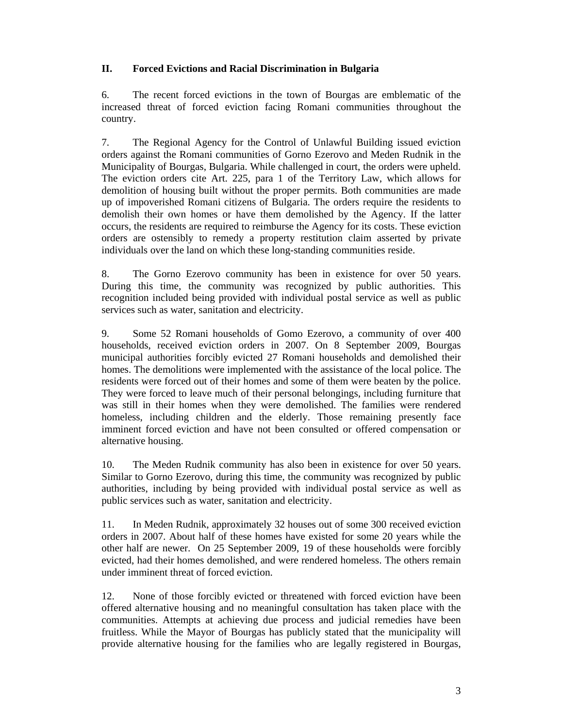## II. Forced Evictions and Racial Discrimination in Bulgaria

6. The recent forced evictions in the town of Bourgas are emblematic of the increased threat of forced eviction facing Romani communities throughout the country.

7. The Regional Agency for the Control of Unlawful Building issued eviction orders against the Romani communities of Gorno Ezerovo and Meden Rudnik in the Municipality of Bourgas, Bulgaria. While challenged in court, the orders were upheld. The eviction orders cite Art. 225, para 1 of the Territory Law, which allows for demolition of housing built without the proper permits. Both communities are made up of impoverished Romani citizens of Bulgaria. The orders require the residents to demolish their own homes or have them demolished by the Agency. If the latter occurs, the residents are required to reimburse the Agency for its costs. These eviction orders are ostensibly to remedy a property restitution claim asserted by private individuals over the land on which these long-standing communities reside.

8. The Gorno Ezerovo community has been in existence for over 50 years. During this time, the community was recognized by public authorities. This recognition included being provided with individual postal service as well as public services such as water, sanitation and electricity.

9. Some 52 Romani households of Gomo Ezerovo, a community of over 400 households, received eviction orders in 2007. On 8 September 2009, Bourgas municipal authorities forcibly evicted 27 Romani households and demolished their homes. The demolitions were implemented with the assistance of the local police. The residents were forced out of their homes and some of them were beaten by the police. They were forced to leave much of their personal belongings, including furniture that was still in their homes when they were demolished. The families were rendered homeless, including children and the elderly. Those remaining presently face imminent forced eviction and have not been consulted or offered compensation or alternative housing.

10. The Meden Rudnik community has also been in existence for over 50 years. Similar to Gorno Ezerovo, during this time, the community was recognized by public authorities, including by being provided with individual postal service as well as public services such as water, sanitation and electricity.

11. In Meden Rudnik, approximately 32 houses out of some 300 received eviction orders in 2007. About half of these homes have existed for some 20 years while the other half are newer. On 25 September 2009, 19 of these households were forcibly evicted, had their homes demolished, and were rendered homeless. The others remain under imminent threat of forced eviction.

12. None of those forcibly evicted or threatened with forced eviction have been offered alternative housing and no meaningful consultation has taken place with the communities. Attempts at achieving due process and judicial remedies have been fruitless. While the Mayor of Bourgas has publicly stated that the municipality will provide alternative housing for the families who are legally registered in Bourgas,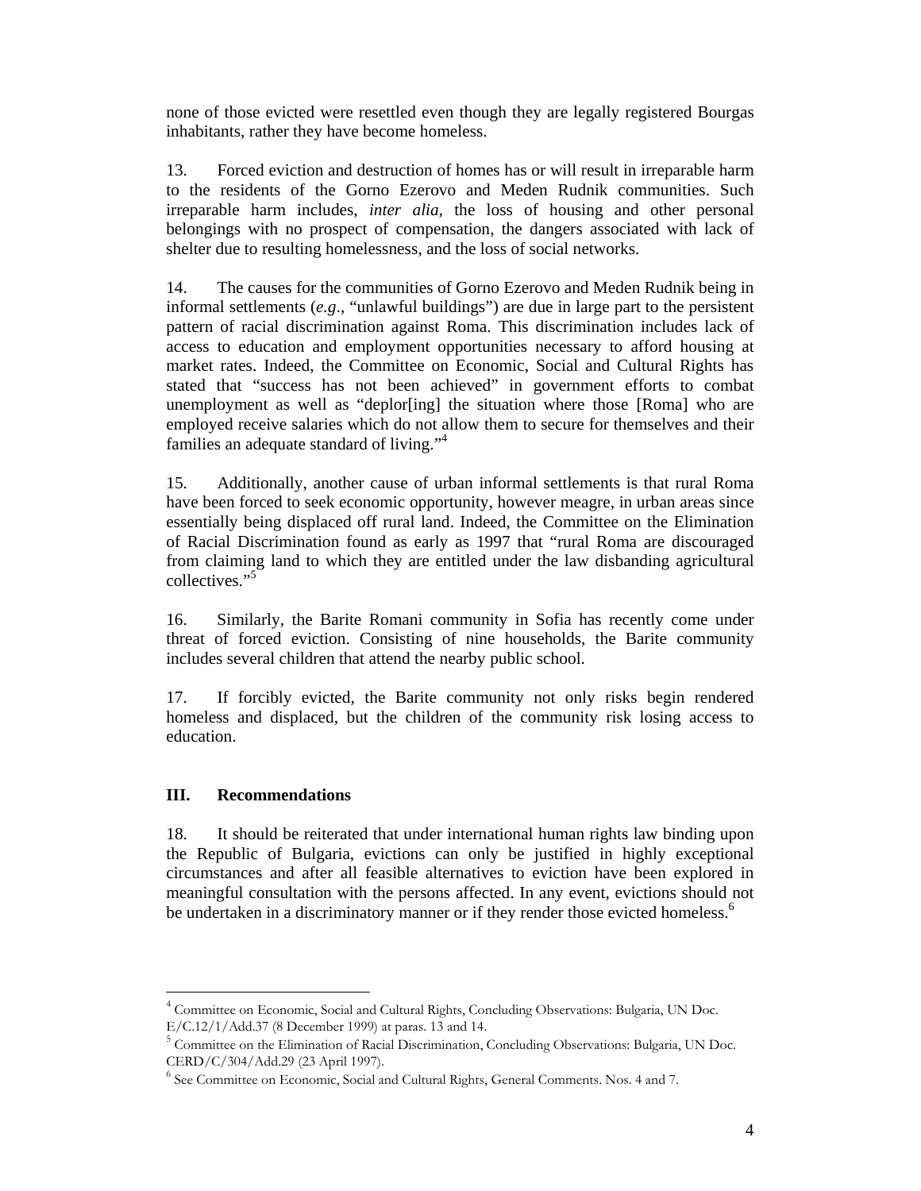none of those evicted were resettled even though they are legally registered Bourgas inhabitants, rather they have become homeless.

13. Forced eviction and destruction of homes has or will result in irreparable harm to the residents of the Gorno Ezerovo and Meden Rudnik communities. Such irreparable harm includes, *inter alia*, the loss of housing and other personal belongings with no prospect of compensation, the dangers associated with lack of shelter due to resulting homelessness, and the loss of social networks.

14. The causes for the communities of Gorno Ezerovo and Meden Rudnik being in informal settlements (*e.g*., "unlawful buildings") are due in large part to the persistent pattern of racial discrimination against Roma. This discrimination includes lack of access to education and employment opportunities necessary to afford housing at market rates. Indeed, the Committee on Economic, Social and Cultural Rights has stated that "success has not been achieved" in government efforts to combat unemployment as well as "deplor[ing] the situation where those [Roma] who are employed receive salaries which do not allow them to secure for themselves and their families an adequate standard of living."[4]

15. Additionally, another cause of urban informal settlements is that rural Roma have been forced to seek economic opportunity, however meagre, in urban areas since essentially being displaced off rural land. Indeed, the Committee on the Elimination of Racial Discrimination found as early as 1997 that "rural Roma are discouraged from claiming land to which they are entitled under the law disbanding agricultural collectives."[5]

16. Similarly, the Barite Romani community in Sofia has recently come under threat of forced eviction. Consisting of nine households, the Barite community includes several children that attend the nearby public school.

17. If forcibly evicted, the Barite community not only risks begin rendered homeless and displaced, but the children of the community risk losing access to education.

## III. Recommendations

18. It should be reiterated that under international human rights law binding upon the Republic of Bulgaria, evictions can only be justified in highly exceptional circumstances and after all feasible alternatives to eviction have been explored in meaningful consultation with the persons affected. In any event, evictions should not be undertaken in a discriminatory manner or if they render those evicted homeless.[6]

---

[4] Committee on Economic, Social and Cultural Rights, Concluding Observations: Bulgaria, UN Doc. E/C.12/1/Add.37 (8 December 1999) at paras. 13 and 14.

[5] Committee on the Elimination of Racial Discrimination, Concluding Observations: Bulgaria, UN Doc. CERD/C/304/Add.29 (23 April 1997).

[6] See Committee on Economic, Social and Cultural Rights, General Comments. Nos. 4 and 7.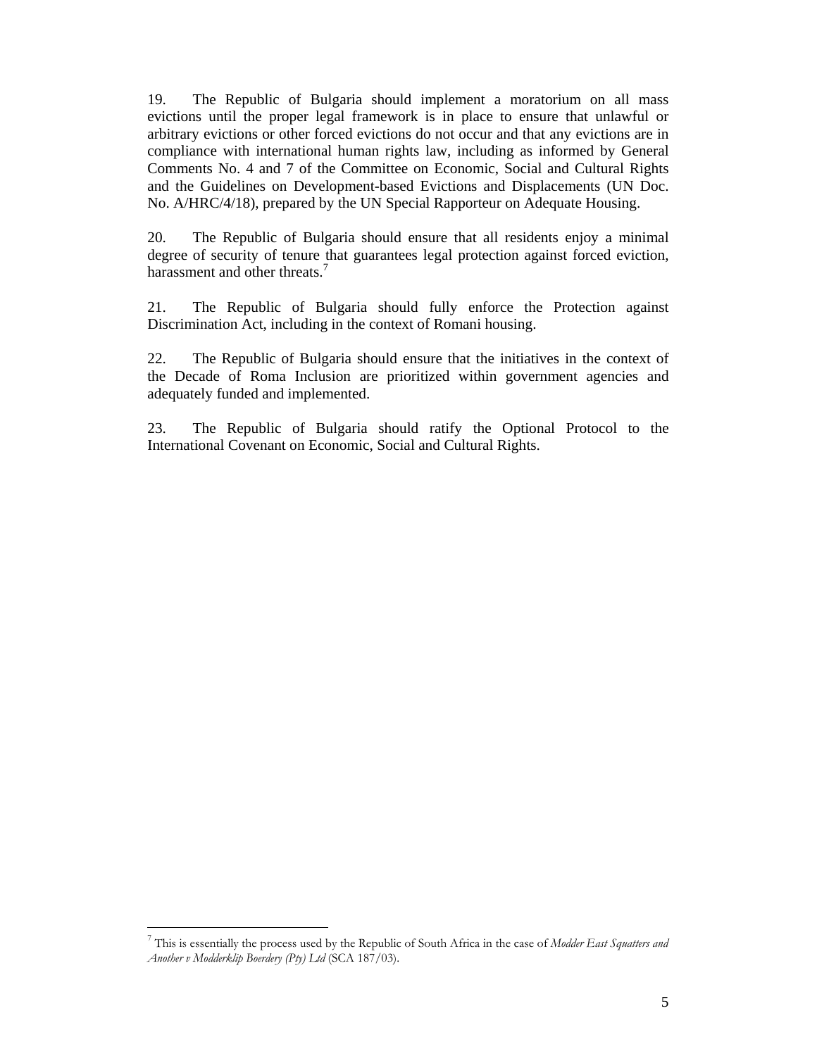19. The Republic of Bulgaria should implement a moratorium on all mass evictions until the proper legal framework is in place to ensure that unlawful or arbitrary evictions or other forced evictions do not occur and that any evictions are in compliance with international human rights law, including as informed by General Comments No. 4 and 7 of the Committee on Economic, Social and Cultural Rights and the Guidelines on Development-based Evictions and Displacements (UN Doc. No. A/HRC/4/18), prepared by the UN Special Rapporteur on Adequate Housing.

20. The Republic of Bulgaria should ensure that all residents enjoy a minimal degree of security of tenure that guarantees legal protection against forced eviction, harassment and other threats.[7]

21. The Republic of Bulgaria should fully enforce the Protection against Discrimination Act, including in the context of Romani housing.

22. The Republic of Bulgaria should ensure that the initiatives in the context of the Decade of Roma Inclusion are prioritized within government agencies and adequately funded and implemented.

23. The Republic of Bulgaria should ratify the Optional Protocol to the International Covenant on Economic, Social and Cultural Rights.

---

[7] This is essentially the process used by the Republic of South Africa in the case of *Modder East Squatters and Another v Modderklip Boerdery (Pty) Ltd* (SCA 187/03).